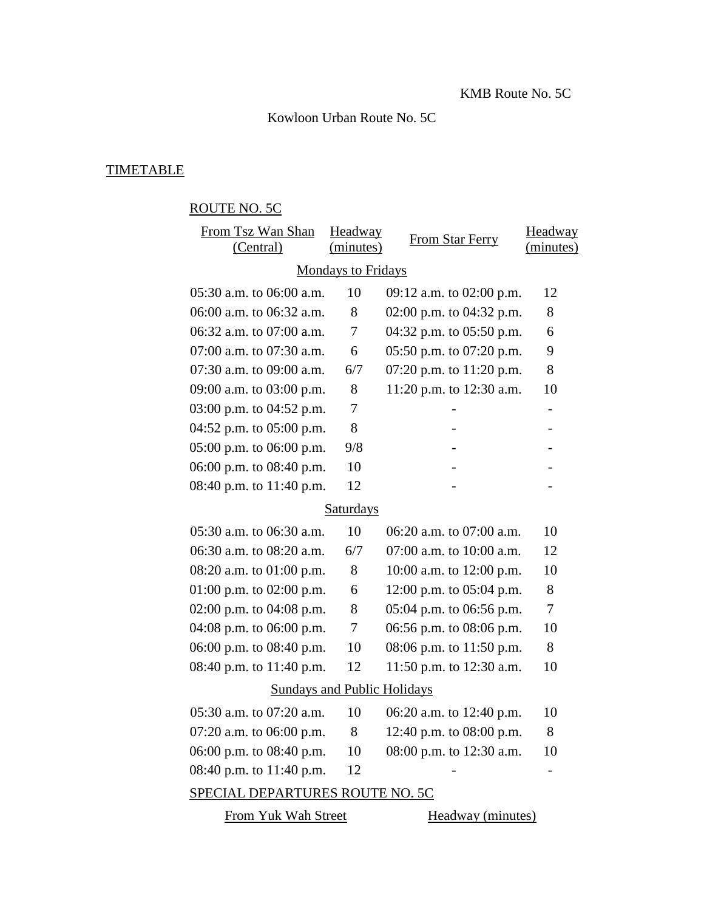KMB Route No. 5C

Kowloon Urban Route No. 5C

## TIMETABLE

### ROUTE NO. 5C

| From Tsz Wan Shan (Central) | Headway (minutes) | From Star Ferry | Headway (minutes) |
|---|---|---|---|
| **Mondays to Fridays** | | | |
| 05:30 a.m. to 06:00 a.m. | 10 | 09:12 a.m. to 02:00 p.m. | 12 |
| 06:00 a.m. to 06:32 a.m. | 8 | 02:00 p.m. to 04:32 p.m. | 8 |
| 06:32 a.m. to 07:00 a.m. | 7 | 04:32 p.m. to 05:50 p.m. | 6 |
| 07:00 a.m. to 07:30 a.m. | 6 | 05:50 p.m. to 07:20 p.m. | 9 |
| 07:30 a.m. to 09:00 a.m. | 6/7 | 07:20 p.m. to 11:20 p.m. | 8 |
| 09:00 a.m. to 03:00 p.m. | 8 | 11:20 p.m. to 12:30 a.m. | 10 |
| 03:00 p.m. to 04:52 p.m. | 7 | - | - |
| 04:52 p.m. to 05:00 p.m. | 8 | - | - |
| 05:00 p.m. to 06:00 p.m. | 9/8 | - | - |
| 06:00 p.m. to 08:40 p.m. | 10 | - | - |
| 08:40 p.m. to 11:40 p.m. | 12 | - | - |
| **Saturdays** | | | |
| 05:30 a.m. to 06:30 a.m. | 10 | 06:20 a.m. to 07:00 a.m. | 10 |
| 06:30 a.m. to 08:20 a.m. | 6/7 | 07:00 a.m. to 10:00 a.m. | 12 |
| 08:20 a.m. to 01:00 p.m. | 8 | 10:00 a.m. to 12:00 p.m. | 10 |
| 01:00 p.m. to 02:00 p.m. | 6 | 12:00 p.m. to 05:04 p.m. | 8 |
| 02:00 p.m. to 04:08 p.m. | 8 | 05:04 p.m. to 06:56 p.m. | 7 |
| 04:08 p.m. to 06:00 p.m. | 7 | 06:56 p.m. to 08:06 p.m. | 10 |
| 06:00 p.m. to 08:40 p.m. | 10 | 08:06 p.m. to 11:50 p.m. | 8 |
| 08:40 p.m. to 11:40 p.m. | 12 | 11:50 p.m. to 12:30 a.m. | 10 |
| **Sundays and Public Holidays** | | | |
| 05:30 a.m. to 07:20 a.m. | 10 | 06:20 a.m. to 12:40 p.m. | 10 |
| 07:20 a.m. to 06:00 p.m. | 8 | 12:40 p.m. to 08:00 p.m. | 8 |
| 06:00 p.m. to 08:40 p.m. | 10 | 08:00 p.m. to 12:30 a.m. | 10 |
| 08:40 p.m. to 11:40 p.m. | 12 | - | - |

### SPECIAL DEPARTURES ROUTE NO. 5C

| From Yuk Wah Street | Headway (minutes) |
|---|---|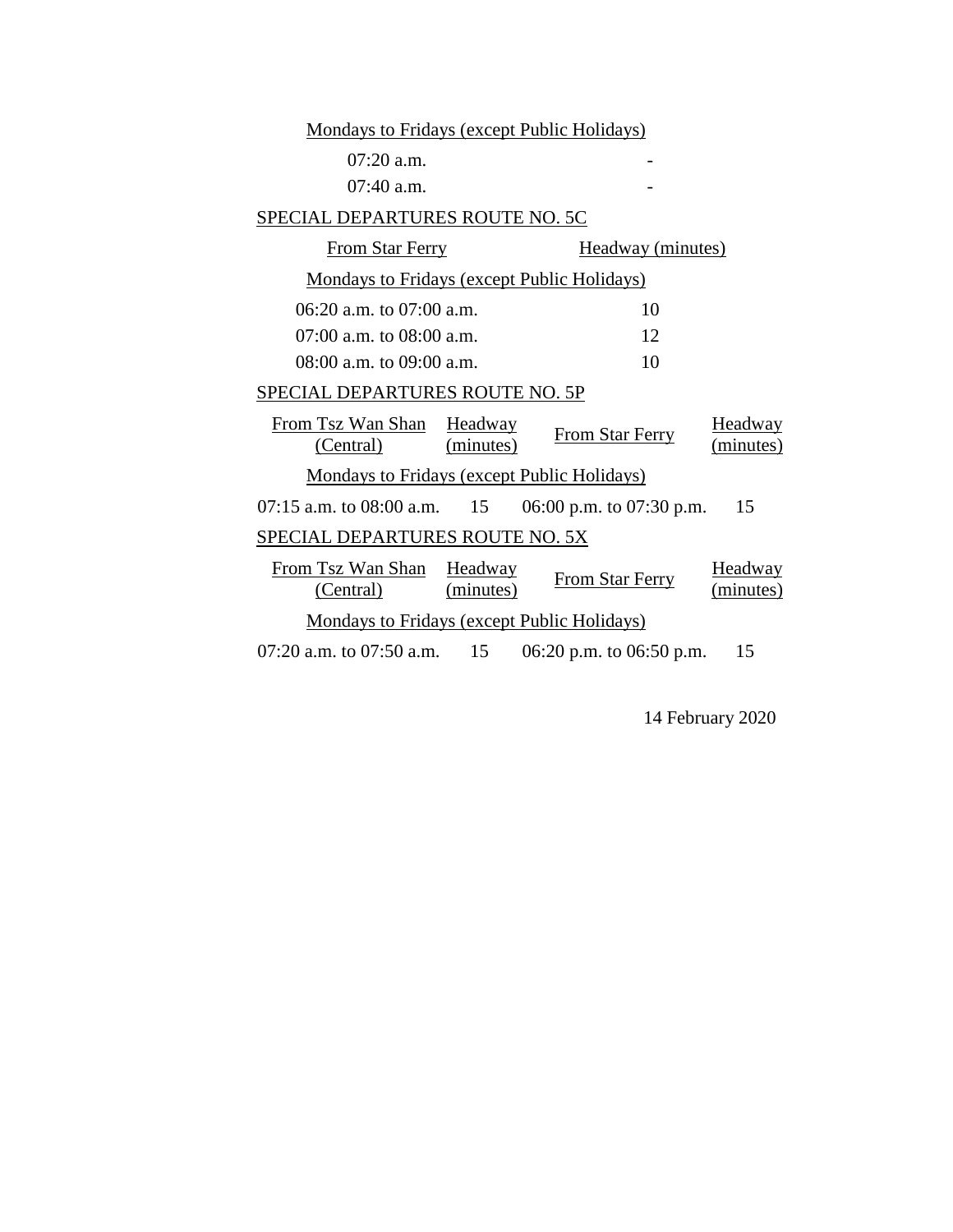Mondays to Fridays (except Public Holidays)

| | |
|---|---|
| 07:20 a.m. | - |
| 07:40 a.m. | - |

SPECIAL DEPARTURES ROUTE NO. 5C

| From Star Ferry | Headway (minutes) |
|---|---|
| Mondays to Fridays (except Public Holidays) | |
| 06:20 a.m. to 07:00 a.m. | 10 |
| 07:00 a.m. to 08:00 a.m. | 12 |
| 08:00 a.m. to 09:00 a.m. | 10 |

SPECIAL DEPARTURES ROUTE NO. 5P

| From Tsz Wan Shan (Central) | Headway (minutes) | From Star Ferry | Headway (minutes) |
|---|---|---|---|
| Mondays to Fridays (except Public Holidays) | | | |
| 07:15 a.m. to 08:00 a.m. | 15 | 06:00 p.m. to 07:30 p.m. | 15 |

SPECIAL DEPARTURES ROUTE NO. 5X

| From Tsz Wan Shan (Central) | Headway (minutes) | From Star Ferry | Headway (minutes) |
|---|---|---|---|
| Mondays to Fridays (except Public Holidays) | | | |
| 07:20 a.m. to 07:50 a.m. | 15 | 06:20 p.m. to 06:50 p.m. | 15 |

14 February 2020